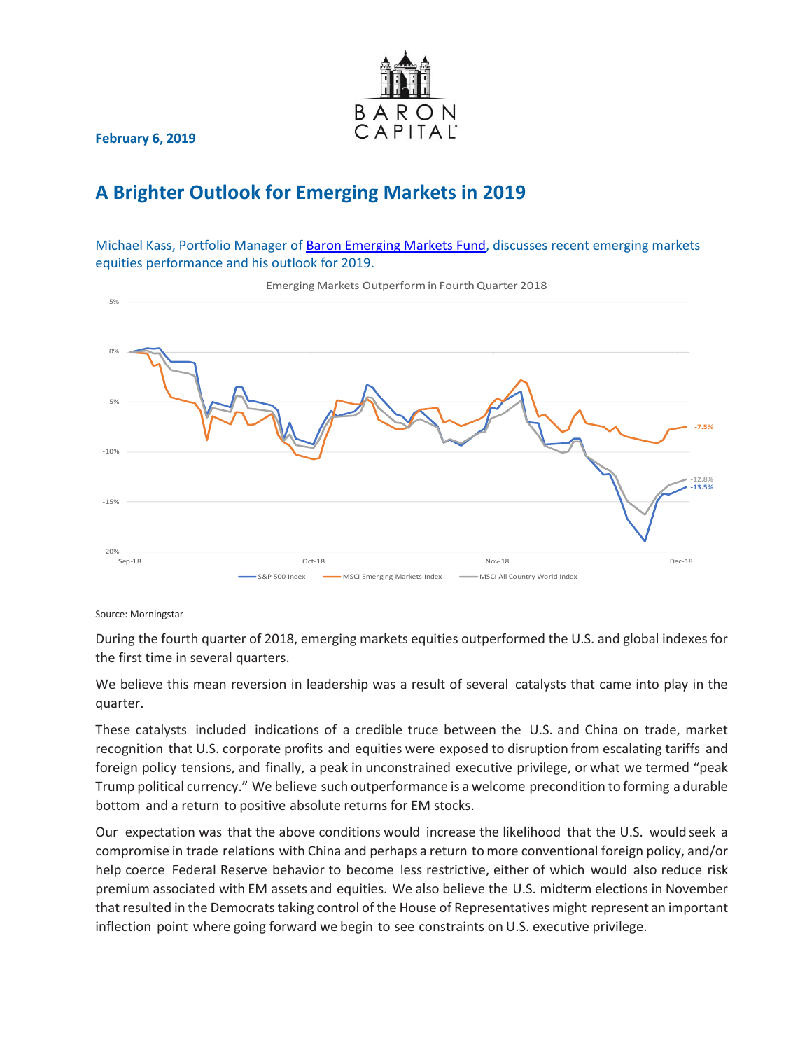February 6, 2019

# A Brighter Outlook for Emerging Markets in 2019

Michael Kass, Portfolio Manager of Baron Emerging Markets Fund, discusses recent emerging markets equities performance and his outlook for 2019.

Emerging Markets Outperform in Fourth Quarter 2018

Source: Morningstar

During the fourth quarter of 2018, emerging markets equities outperformed the U.S. and global indexes for the first time in several quarters.

We believe this mean reversion in leadership was a result of several catalysts that came into play in the quarter.

These catalysts included indications of a credible truce between the U.S. and China on trade, market recognition that U.S. corporate profits and equities were exposed to disruption from escalating tariffs and foreign policy tensions, and finally, a peak in unconstrained executive privilege, or what we termed "peak Trump political currency." We believe such outperformance is a welcome precondition to forming a durable bottom and a return to positive absolute returns for EM stocks.

Our expectation was that the above conditions would increase the likelihood that the U.S. would seek a compromise in trade relations with China and perhaps a return to more conventional foreign policy, and/or help coerce Federal Reserve behavior to become less restrictive, either of which would also reduce risk premium associated with EM assets and equities. We also believe the U.S. midterm elections in November that resulted in the Democrats taking control of the House of Representatives might represent an important inflection point where going forward we begin to see constraints on U.S. executive privilege.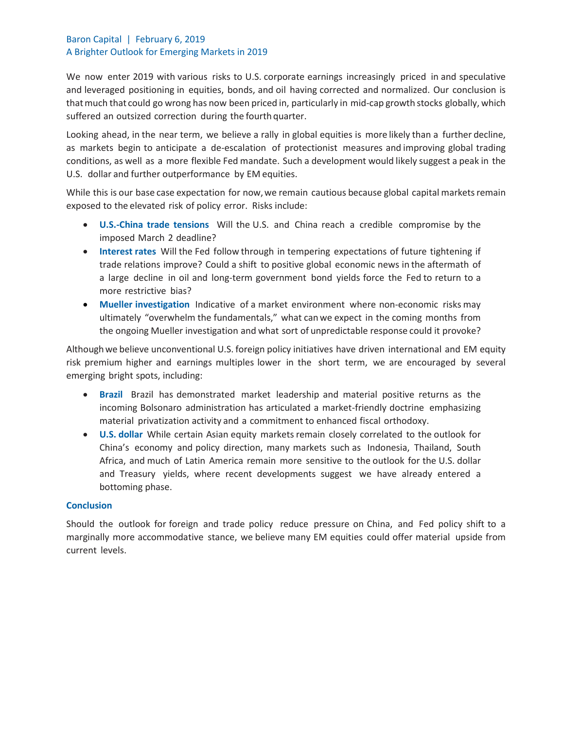Baron Capital | February 6, 2019
A Brighter Outlook for Emerging Markets in 2019

We now enter 2019 with various risks to U.S. corporate earnings increasingly priced in and speculative and leveraged positioning in equities, bonds, and oil having corrected and normalized. Our conclusion is that much that could go wrong has now been priced in, particularly in mid-cap growth stocks globally, which suffered an outsized correction during the fourth quarter.

Looking ahead, in the near term, we believe a rally in global equities is more likely than a further decline, as markets begin to anticipate a de-escalation of protectionist measures and improving global trading conditions, as well as a more flexible Fed mandate. Such a development would likely suggest a peak in the U.S. dollar and further outperformance by EM equities.

While this is our base case expectation for now, we remain cautious because global capital markets remain exposed to the elevated risk of policy error. Risks include:

- **U.S.-China trade tensions** Will the U.S. and China reach a credible compromise by the imposed March 2 deadline?
- **Interest rates** Will the Fed follow through in tempering expectations of future tightening if trade relations improve? Could a shift to positive global economic news in the aftermath of a large decline in oil and long-term government bond yields force the Fed to return to a more restrictive bias?
- **Mueller investigation** Indicative of a market environment where non-economic risks may ultimately "overwhelm the fundamentals," what can we expect in the coming months from the ongoing Mueller investigation and what sort of unpredictable response could it provoke?

Although we believe unconventional U.S. foreign policy initiatives have driven international and EM equity risk premium higher and earnings multiples lower in the short term, we are encouraged by several emerging bright spots, including:

- **Brazil** Brazil has demonstrated market leadership and material positive returns as the incoming Bolsonaro administration has articulated a market-friendly doctrine emphasizing material privatization activity and a commitment to enhanced fiscal orthodoxy.
- **U.S. dollar** While certain Asian equity markets remain closely correlated to the outlook for China's economy and policy direction, many markets such as Indonesia, Thailand, South Africa, and much of Latin America remain more sensitive to the outlook for the U.S. dollar and Treasury yields, where recent developments suggest we have already entered a bottoming phase.

**Conclusion**

Should the outlook for foreign and trade policy reduce pressure on China, and Fed policy shift to a marginally more accommodative stance, we believe many EM equities could offer material upside from current levels.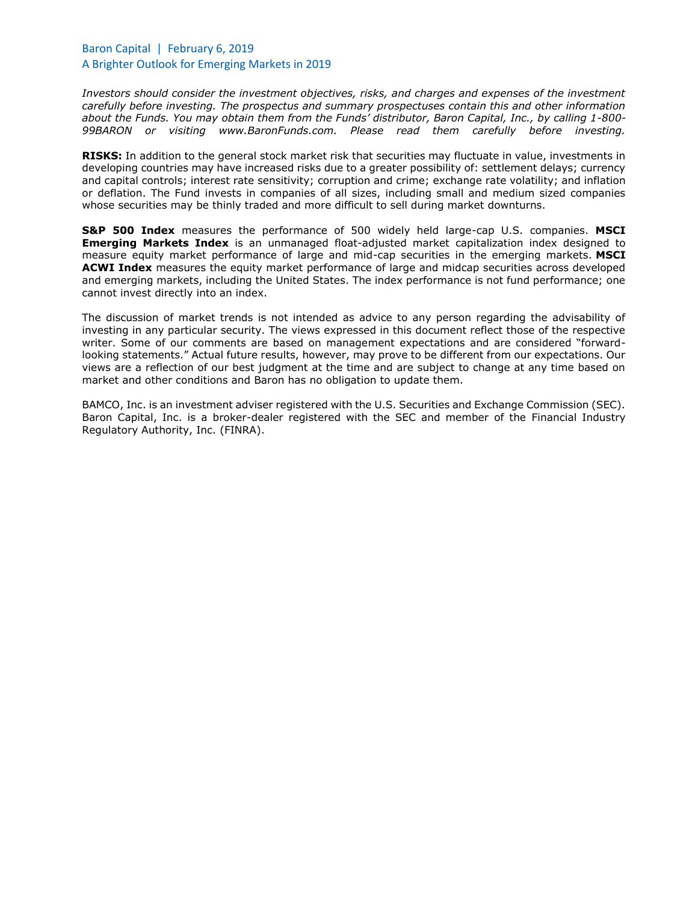*Investors should consider the investment objectives, risks, and charges and expenses of the investment carefully before investing. The prospectus and summary prospectuses contain this and other information about the Funds. You may obtain them from the Funds' distributor, Baron Capital, Inc., by calling 1-800-99BARON or visiting www.BaronFunds.com. Please read them carefully before investing.*

**RISKS:** In addition to the general stock market risk that securities may fluctuate in value, investments in developing countries may have increased risks due to a greater possibility of: settlement delays; currency and capital controls; interest rate sensitivity; corruption and crime; exchange rate volatility; and inflation or deflation. The Fund invests in companies of all sizes, including small and medium sized companies whose securities may be thinly traded and more difficult to sell during market downturns.

**S&P 500 Index** measures the performance of 500 widely held large-cap U.S. companies. **MSCI Emerging Markets Index** is an unmanaged float-adjusted market capitalization index designed to measure equity market performance of large and mid-cap securities in the emerging markets. **MSCI ACWI Index** measures the equity market performance of large and midcap securities across developed and emerging markets, including the United States. The index performance is not fund performance; one cannot invest directly into an index.

The discussion of market trends is not intended as advice to any person regarding the advisability of investing in any particular security. The views expressed in this document reflect those of the respective writer. Some of our comments are based on management expectations and are considered "forward-looking statements." Actual future results, however, may prove to be different from our expectations. Our views are a reflection of our best judgment at the time and are subject to change at any time based on market and other conditions and Baron has no obligation to update them.

BAMCO, Inc. is an investment adviser registered with the U.S. Securities and Exchange Commission (SEC). Baron Capital, Inc. is a broker-dealer registered with the SEC and member of the Financial Industry Regulatory Authority, Inc. (FINRA).